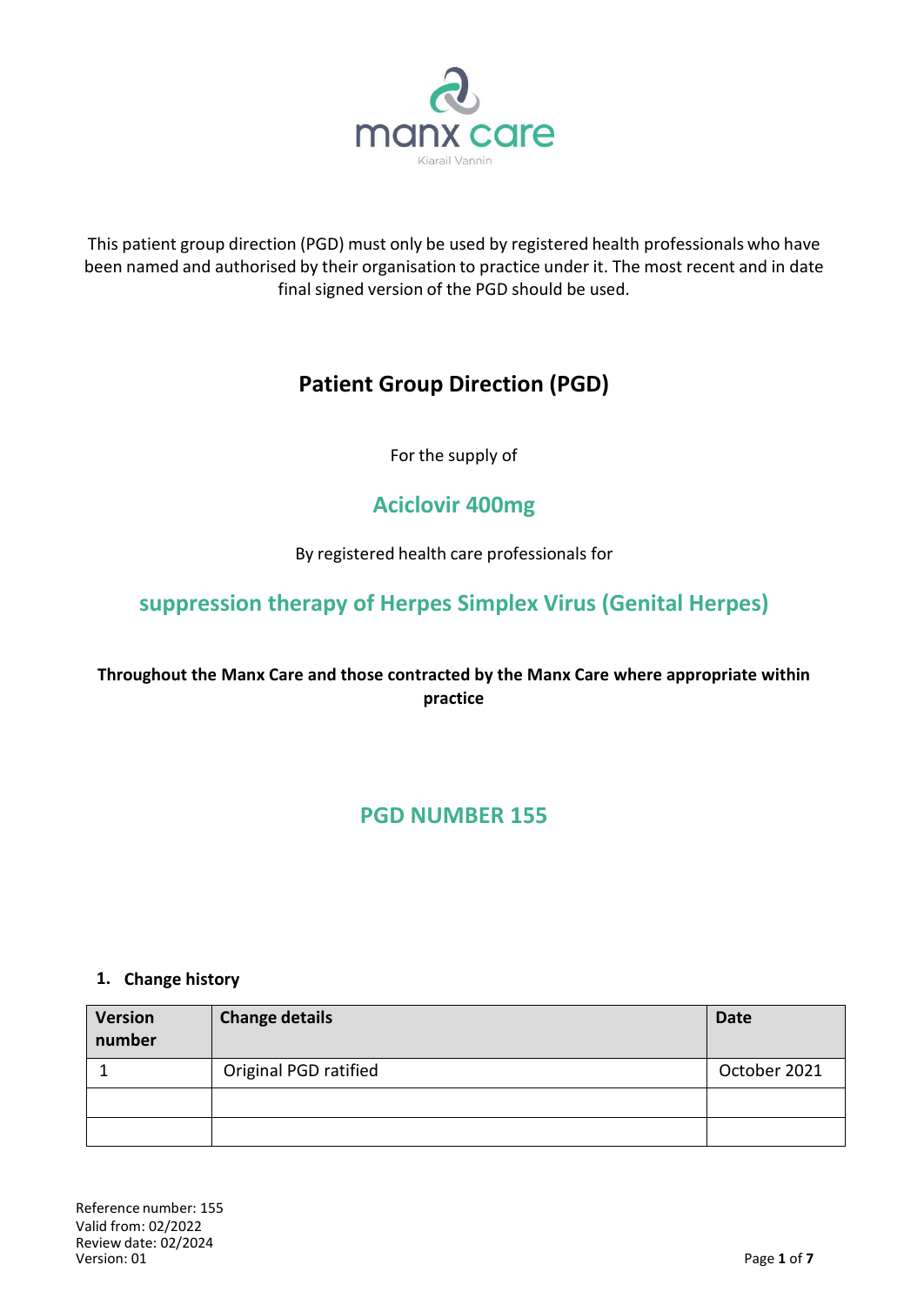manx care

Kiarail Vannin

This patient group direction (PGD) must only be used by registered health professionals who have been named and authorised by their organisation to practice under it. The most recent and in date final signed version of the PGD should be used.

# Patient Group Direction (PGD)

For the supply of

## Aciclovir 400mg

By registered health care professionals for

## suppression therapy of Herpes Simplex Virus (Genital Herpes)

**Throughout the Manx Care and those contracted by the Manx Care where appropriate within practice**

## PGD NUMBER 155

### 1. Change history

| Version number | Change details | Date |
|---|---|---|
| 1 | Original PGD ratified | October 2021 |
| | | |
| | | |

Reference number: 155
Valid from: 02/2022
Review date: 02/2024
Version: 01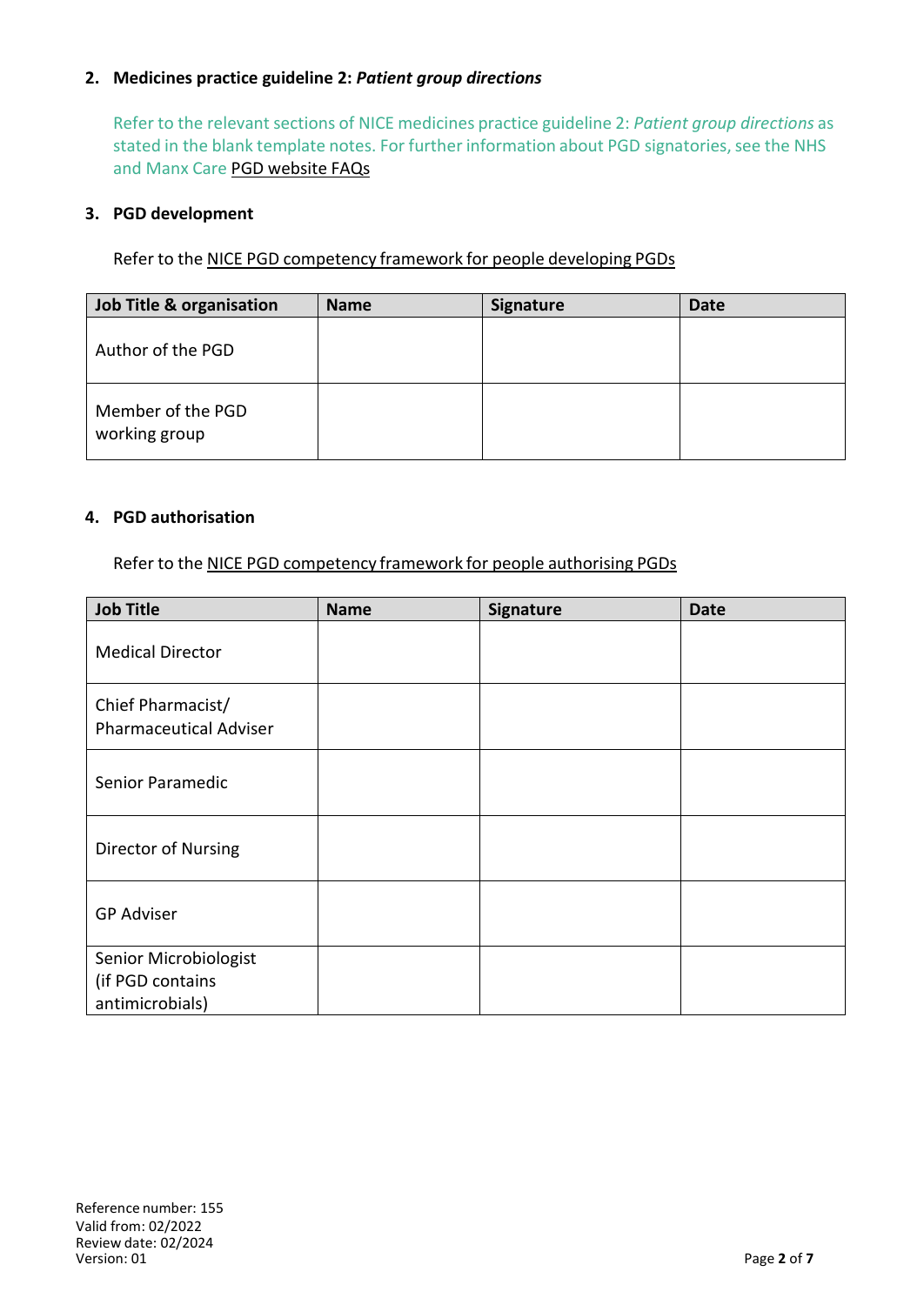## 2. Medicines practice guideline 2: *Patient group directions*

Refer to the relevant sections of NICE medicines practice guideline 2: *Patient group directions* as stated in the blank template notes. For further information about PGD signatories, see the NHS and Manx Care PGD website FAQs

## 3. PGD development

Refer to the NICE PGD competency framework for people developing PGDs

| Job Title & organisation | Name | Signature | Date |
|---|---|---|---|
| Author of the PGD | | | |
| Member of the PGD working group | | | |

## 4. PGD authorisation

Refer to the NICE PGD competency framework for people authorising PGDs

| Job Title | Name | Signature | Date |
|---|---|---|---|
| Medical Director | | | |
| Chief Pharmacist/ Pharmaceutical Adviser | | | |
| Senior Paramedic | | | |
| Director of Nursing | | | |
| GP Adviser | | | |
| Senior Microbiologist (if PGD contains antimicrobials) | | | |

Reference number: 155
Valid from: 02/2022
Review date: 02/2024
Version: 01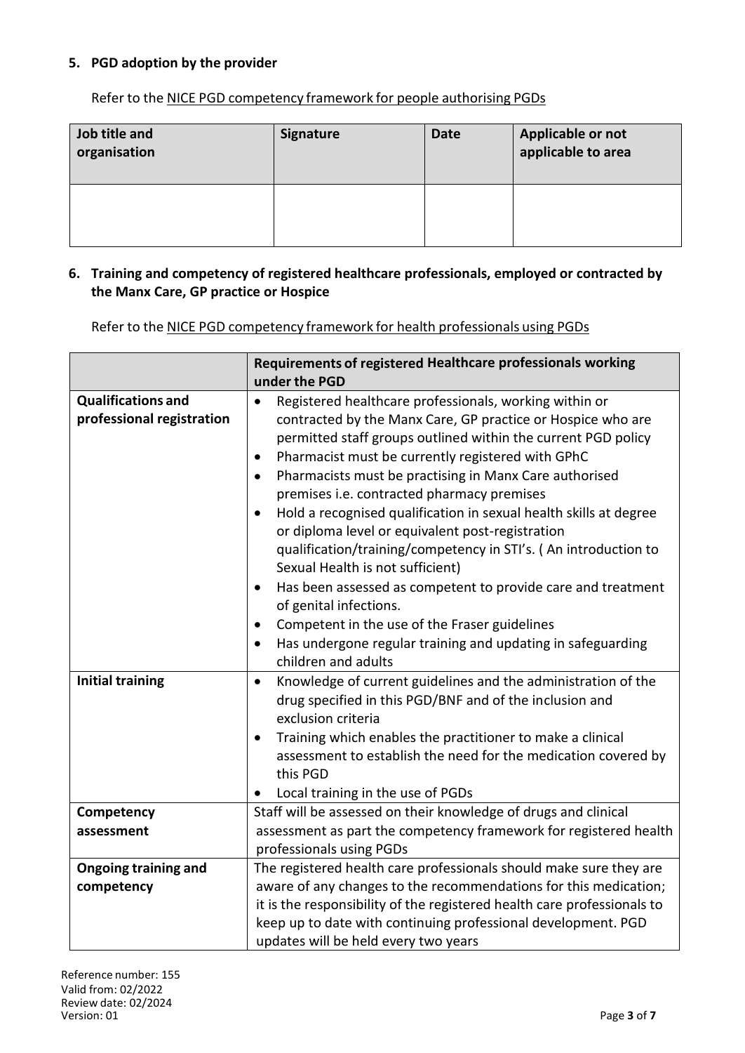### 5. PGD adoption by the provider

Refer to the NICE PGD competency framework for people authorising PGDs

| Job title and organisation | Signature | Date | Applicable or not applicable to area |
|---|---|---|---|
| | | | |

### 6. Training and competency of registered healthcare professionals, employed or contracted by the Manx Care, GP practice or Hospice

Refer to the NICE PGD competency framework for health professionals using PGDs

| | Requirements of registered Healthcare professionals working under the PGD |
|---|---|
| **Qualifications and professional registration** | • Registered healthcare professionals, working within or contracted by the Manx Care, GP practice or Hospice who are permitted staff groups outlined within the current PGD policy<br>• Pharmacist must be currently registered with GPhC<br>• Pharmacists must be practising in Manx Care authorised premises i.e. contracted pharmacy premises<br>• Hold a recognised qualification in sexual health skills at degree or diploma level or equivalent post-registration qualification/training/competency in STI's. ( An introduction to Sexual Health is not sufficient)<br>• Has been assessed as competent to provide care and treatment of genital infections.<br>• Competent in the use of the Fraser guidelines<br>• Has undergone regular training and updating in safeguarding children and adults |
| **Initial training** | • Knowledge of current guidelines and the administration of the drug specified in this PGD/BNF and of the inclusion and exclusion criteria<br>• Training which enables the practitioner to make a clinical assessment to establish the need for the medication covered by this PGD<br>• Local training in the use of PGDs |
| **Competency assessment** | Staff will be assessed on their knowledge of drugs and clinical assessment as part the competency framework for registered health professionals using PGDs |
| **Ongoing training and competency** | The registered health care professionals should make sure they are aware of any changes to the recommendations for this medication; it is the responsibility of the registered health care professionals to keep up to date with continuing professional development. PGD updates will be held every two years |

Reference number: 155
Valid from: 02/2022
Review date: 02/2024
Version: 01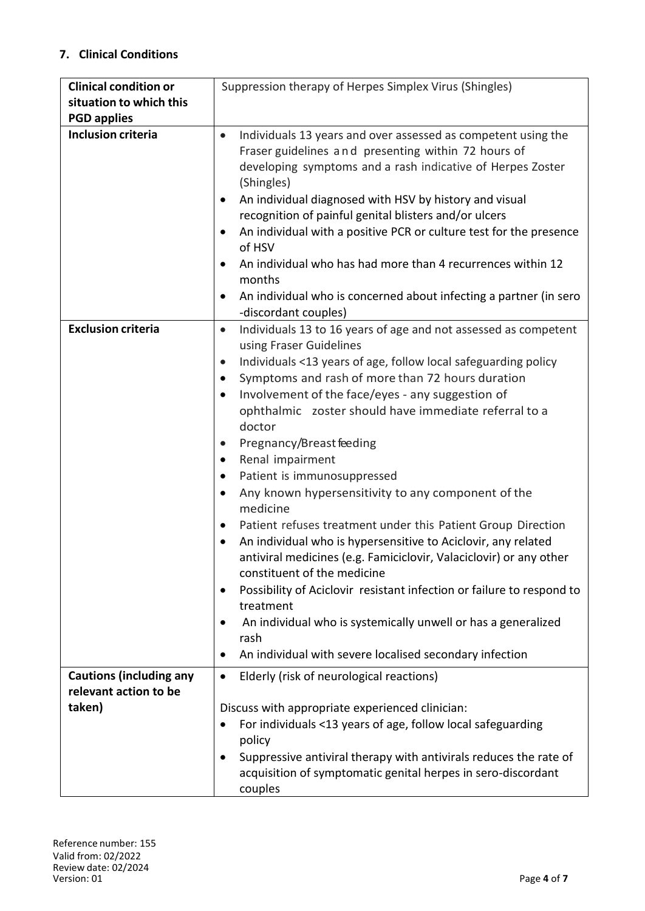## 7. Clinical Conditions

| | |
|---|---|
| **Clinical condition or situation to which this PGD applies** | Suppression therapy of Herpes Simplex Virus (Shingles) |
| **Inclusion criteria** | • Individuals 13 years and over assessed as competent using the Fraser guidelines and presenting within 72 hours of developing symptoms and a rash indicative of Herpes Zoster (Shingles)<br>• An individual diagnosed with HSV by history and visual recognition of painful genital blisters and/or ulcers<br>• An individual with a positive PCR or culture test for the presence of HSV<br>• An individual who has had more than 4 recurrences within 12 months<br>• An individual who is concerned about infecting a partner (in sero -discordant couples) |
| **Exclusion criteria** | • Individuals 13 to 16 years of age and not assessed as competent using Fraser Guidelines<br>• Individuals <13 years of age, follow local safeguarding policy<br>• Symptoms and rash of more than 72 hours duration<br>• Involvement of the face/eyes - any suggestion of ophthalmic zoster should have immediate referral to a doctor<br>• Pregnancy/Breast feeding<br>• Renal impairment<br>• Patient is immunosuppressed<br>• Any known hypersensitivity to any component of the medicine<br>• Patient refuses treatment under this Patient Group Direction<br>• An individual who is hypersensitive to Aciclovir, any related antiviral medicines (e.g. Famiciclovir, Valaciclovir) or any other constituent of the medicine<br>• Possibility of Aciclovir resistant infection or failure to respond to treatment<br>• An individual who is systemically unwell or has a generalized rash<br>• An individual with severe localised secondary infection |
| **Cautions (including any relevant action to be taken)** | • Elderly (risk of neurological reactions)<br><br>Discuss with appropriate experienced clinician:<br>• For individuals <13 years of age, follow local safeguarding policy<br>• Suppressive antiviral therapy with antivirals reduces the rate of acquisition of symptomatic genital herpes in sero-discordant couples |

Reference number: 155
Valid from: 02/2022
Review date: 02/2024
Version: 01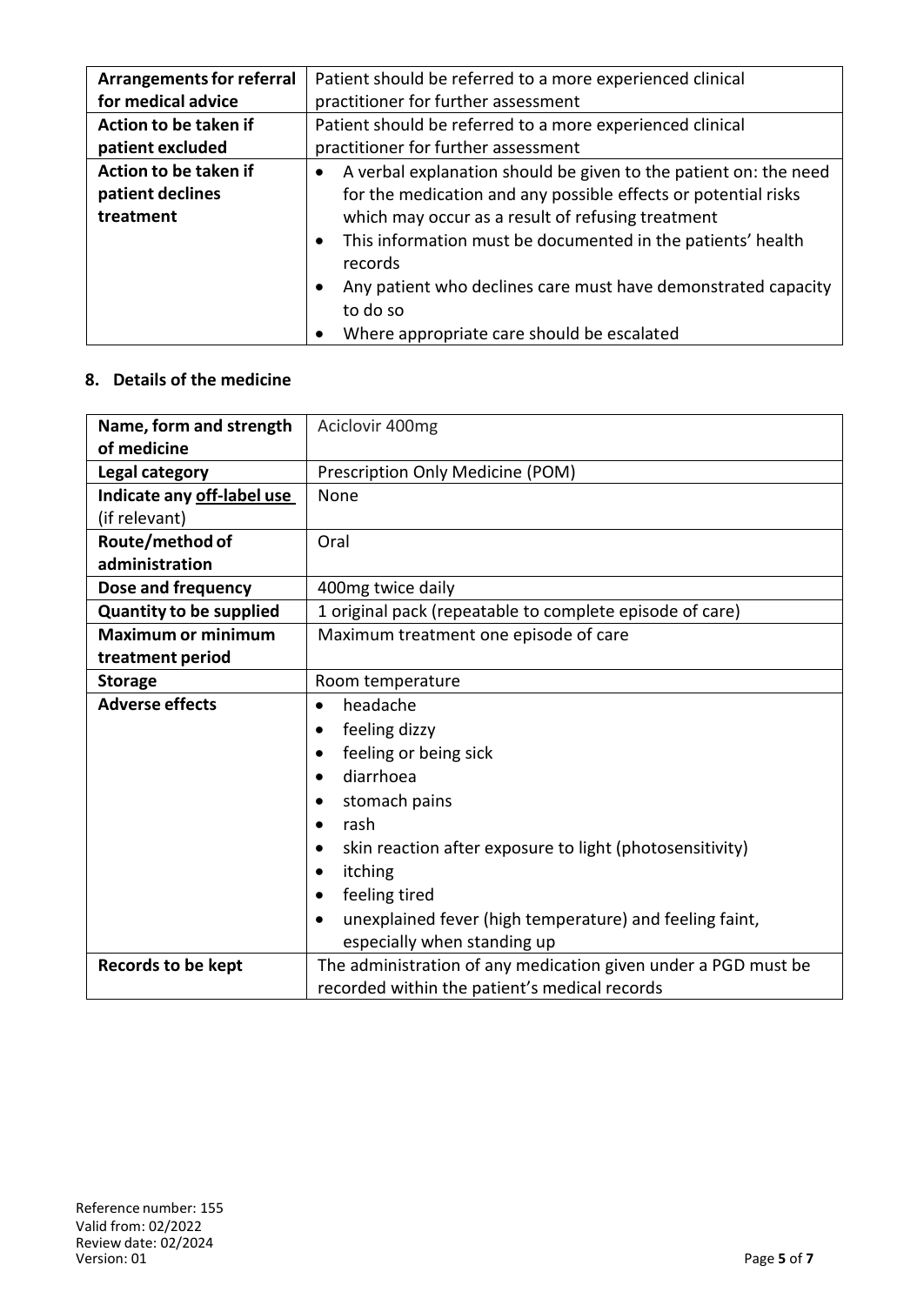| | |
|---|---|
| **Arrangements for referral for medical advice** | Patient should be referred to a more experienced clinical practitioner for further assessment |
| **Action to be taken if patient excluded** | Patient should be referred to a more experienced clinical practitioner for further assessment |
| **Action to be taken if patient declines treatment** | • A verbal explanation should be given to the patient on: the need for the medication and any possible effects or potential risks which may occur as a result of refusing treatment<br>• This information must be documented in the patients' health records<br>• Any patient who declines care must have demonstrated capacity to do so<br>• Where appropriate care should be escalated |

## 8. Details of the medicine

| | |
|---|---|
| **Name, form and strength of medicine** | Aciclovir 400mg |
| **Legal category** | Prescription Only Medicine (POM) |
| **Indicate any off-label use (if relevant)** | None |
| **Route/method of administration** | Oral |
| **Dose and frequency** | 400mg twice daily |
| **Quantity to be supplied** | 1 original pack (repeatable to complete episode of care) |
| **Maximum or minimum treatment period** | Maximum treatment one episode of care |
| **Storage** | Room temperature |
| **Adverse effects** | • headache<br>• feeling dizzy<br>• feeling or being sick<br>• diarrhoea<br>• stomach pains<br>• rash<br>• skin reaction after exposure to light (photosensitivity)<br>• itching<br>• feeling tired<br>• unexplained fever (high temperature) and feeling faint, especially when standing up |
| **Records to be kept** | The administration of any medication given under a PGD must be recorded within the patient's medical records |

Reference number: 155
Valid from: 02/2022
Review date: 02/2024
Version: 01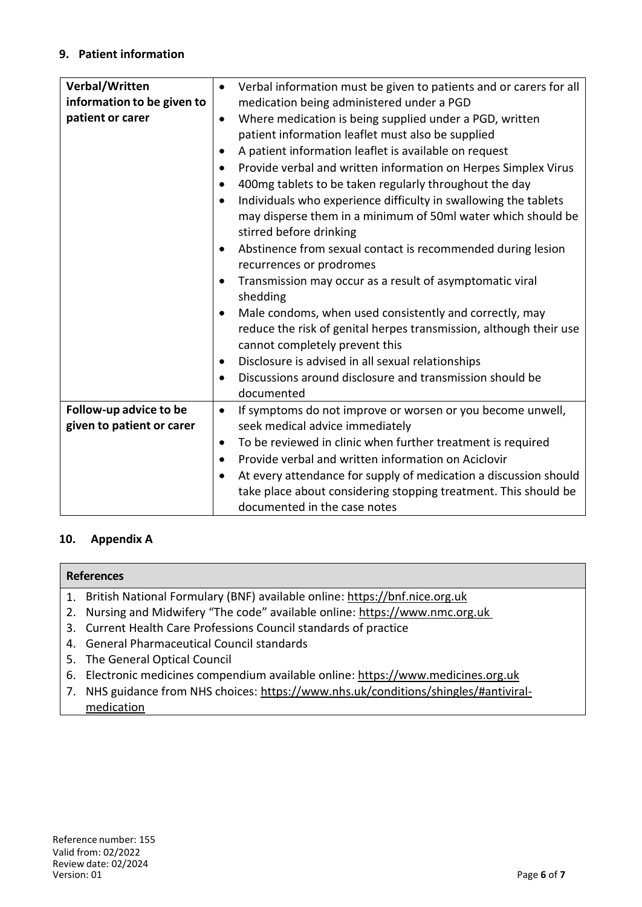## 9. Patient information

| | |
|---|---|
| **Verbal/Written information to be given to patient or carer** | • Verbal information must be given to patients and or carers for all medication being administered under a PGD<br>• Where medication is being supplied under a PGD, written patient information leaflet must also be supplied<br>• A patient information leaflet is available on request<br>• Provide verbal and written information on Herpes Simplex Virus<br>• 400mg tablets to be taken regularly throughout the day<br>• Individuals who experience difficulty in swallowing the tablets may disperse them in a minimum of 50ml water which should be stirred before drinking<br>• Abstinence from sexual contact is recommended during lesion recurrences or prodromes<br>• Transmission may occur as a result of asymptomatic viral shedding<br>• Male condoms, when used consistently and correctly, may reduce the risk of genital herpes transmission, although their use cannot completely prevent this<br>• Disclosure is advised in all sexual relationships<br>• Discussions around disclosure and transmission should be documented |
| **Follow-up advice to be given to patient or carer** | • If symptoms do not improve or worsen or you become unwell, seek medical advice immediately<br>• To be reviewed in clinic when further treatment is required<br>• Provide verbal and written information on Aciclovir<br>• At every attendance for supply of medication a discussion should take place about considering stopping treatment. This should be documented in the case notes |

## 10. Appendix A

| **References** |
|---|
| 1. British National Formulary (BNF) available online: https://bnf.nice.org.uk<br>2. Nursing and Midwifery "The code" available online: https://www.nmc.org.uk<br>3. Current Health Care Professions Council standards of practice<br>4. General Pharmaceutical Council standards<br>5. The General Optical Council<br>6. Electronic medicines compendium available online: https://www.medicines.org.uk<br>7. NHS guidance from NHS choices: https://www.nhs.uk/conditions/shingles/#antiviral-medication |

Reference number: 155
Valid from: 02/2022
Review date: 02/2024
Version: 01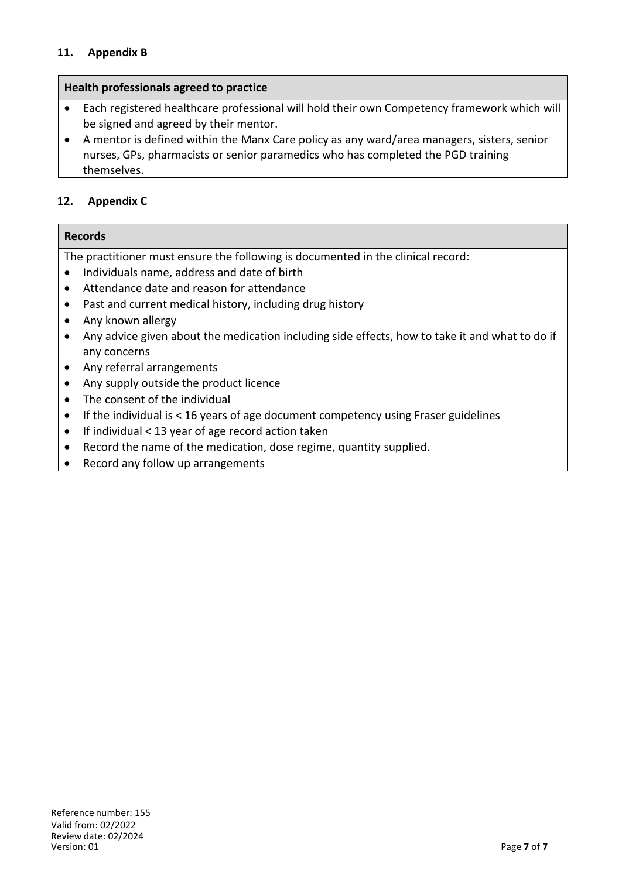## 11. Appendix B

**Health professionals agreed to practice**

- Each registered healthcare professional will hold their own Competency framework which will be signed and agreed by their mentor.
- A mentor is defined within the Manx Care policy as any ward/area managers, sisters, senior nurses, GPs, pharmacists or senior paramedics who has completed the PGD training themselves.

## 12. Appendix C

**Records**

The practitioner must ensure the following is documented in the clinical record:

- Individuals name, address and date of birth
- Attendance date and reason for attendance
- Past and current medical history, including drug history
- Any known allergy
- Any advice given about the medication including side effects, how to take it and what to do if any concerns
- Any referral arrangements
- Any supply outside the product licence
- The consent of the individual
- If the individual is < 16 years of age document competency using Fraser guidelines
- If individual < 13 year of age record action taken
- Record the name of the medication, dose regime, quantity supplied.
- Record any follow up arrangements

Reference number: 155
Valid from: 02/2022
Review date: 02/2024
Version: 01